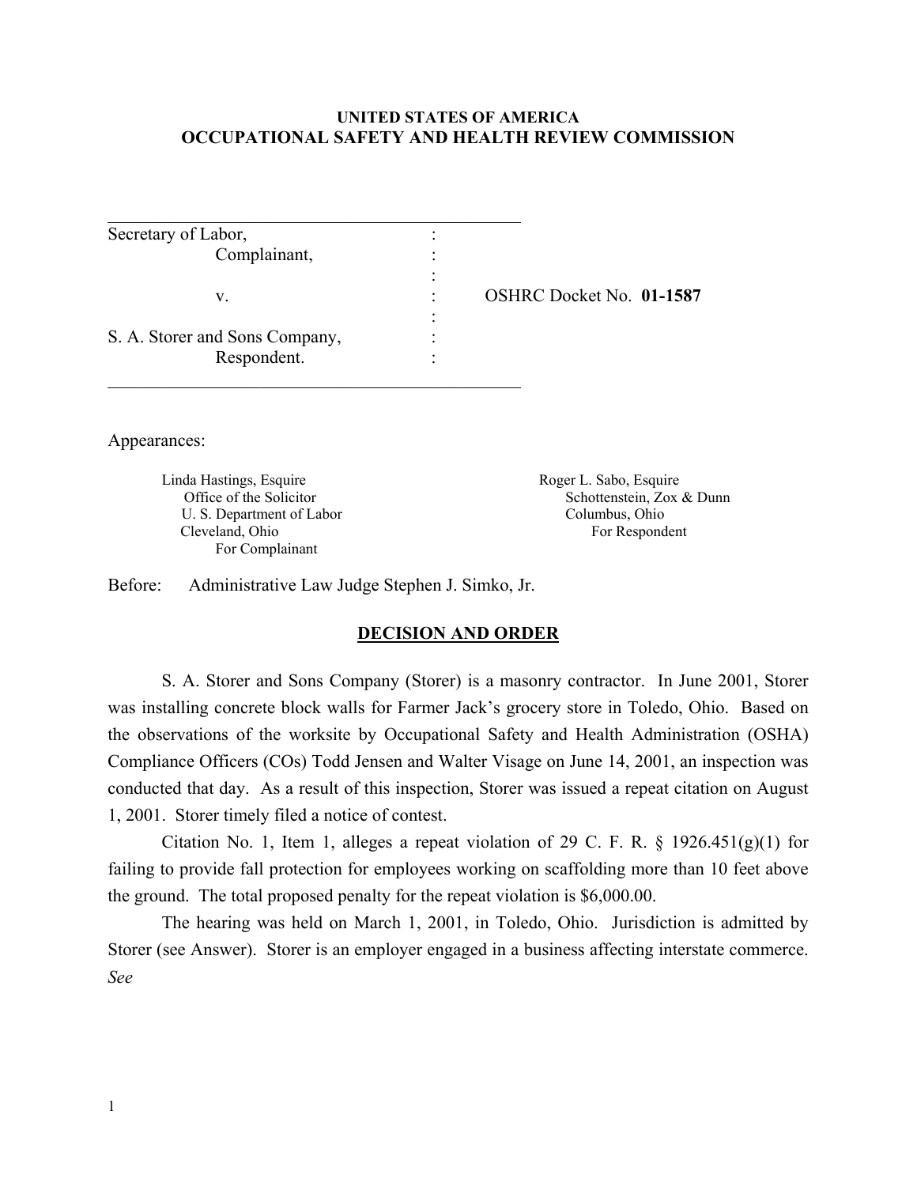**UNITED STATES OF AMERICA**
**OCCUPATIONAL SAFETY AND HEALTH REVIEW COMMISSION**

| | | |
|---|---|---|
| Secretary of Labor, Complainant, | : | |
| v. | : | OSHRC Docket No. **01-1587** |
| S. A. Storer and Sons Company, Respondent. | : | |

Appearances:

Linda Hastings, Esquire
Office of the Solicitor
U. S. Department of Labor
Cleveland, Ohio
For Complainant

Roger L. Sabo, Esquire
Schottenstein, Zox & Dunn
Columbus, Ohio
For Respondent

Before: Administrative Law Judge Stephen J. Simko, Jr.

## DECISION AND ORDER

S. A. Storer and Sons Company (Storer) is a masonry contractor. In June 2001, Storer was installing concrete block walls for Farmer Jack's grocery store in Toledo, Ohio. Based on the observations of the worksite by Occupational Safety and Health Administration (OSHA) Compliance Officers (COs) Todd Jensen and Walter Visage on June 14, 2001, an inspection was conducted that day. As a result of this inspection, Storer was issued a repeat citation on August 1, 2001. Storer timely filed a notice of contest.

Citation No. 1, Item 1, alleges a repeat violation of 29 C. F. R. § 1926.451(g)(1) for failing to provide fall protection for employees working on scaffolding more than 10 feet above the ground. The total proposed penalty for the repeat violation is $6,000.00.

The hearing was held on March 1, 2001, in Toledo, Ohio. Jurisdiction is admitted by Storer (see Answer). Storer is an employer engaged in a business affecting interstate commerce. *See*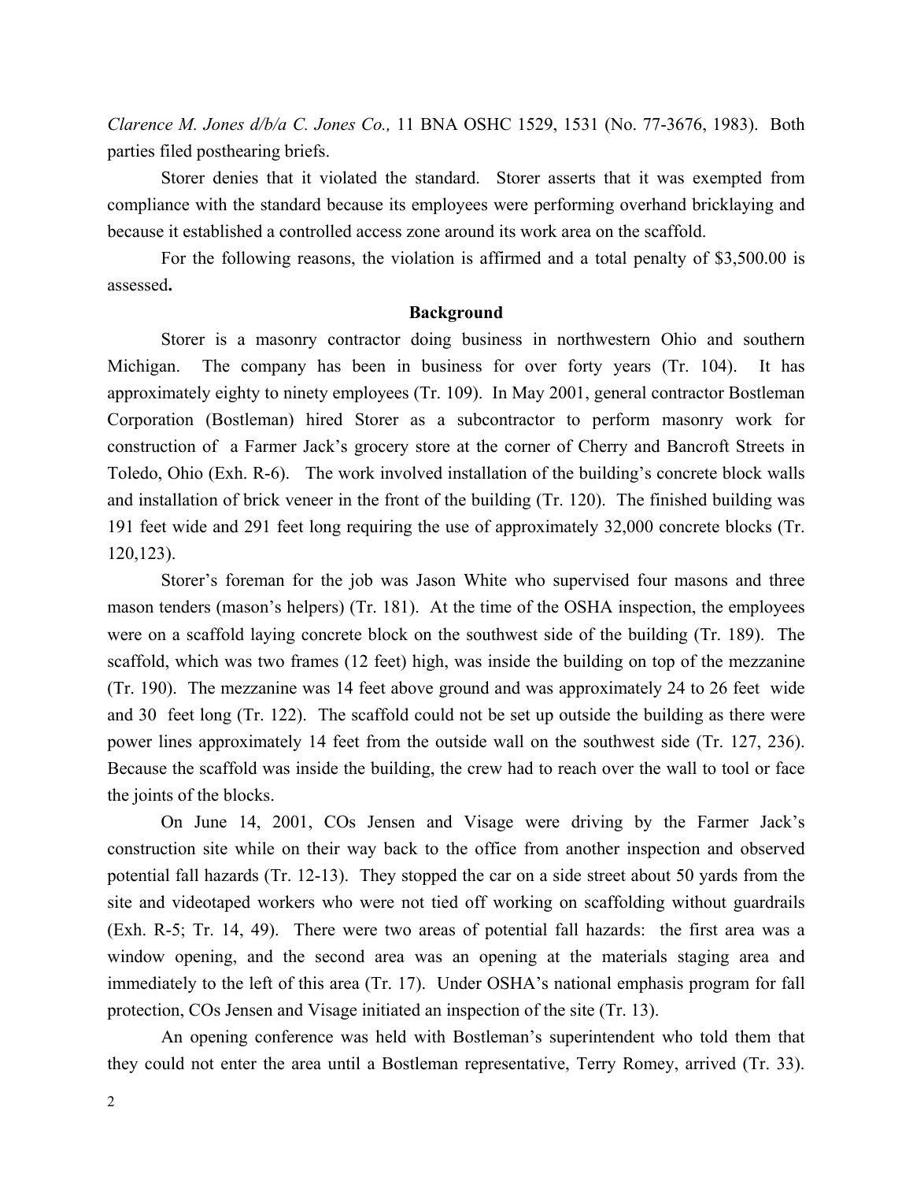*Clarence M. Jones d/b/a C. Jones Co.,* 11 BNA OSHC 1529, 1531 (No. 77-3676, 1983). Both parties filed posthearing briefs.

Storer denies that it violated the standard. Storer asserts that it was exempted from compliance with the standard because its employees were performing overhand bricklaying and because it established a controlled access zone around its work area on the scaffold.

For the following reasons, the violation is affirmed and a total penalty of $3,500.00 is assessed**.**

## Background

Storer is a masonry contractor doing business in northwestern Ohio and southern Michigan. The company has been in business for over forty years (Tr. 104). It has approximately eighty to ninety employees (Tr. 109). In May 2001, general contractor Bostleman Corporation (Bostleman) hired Storer as a subcontractor to perform masonry work for construction of a Farmer Jack's grocery store at the corner of Cherry and Bancroft Streets in Toledo, Ohio (Exh. R-6). The work involved installation of the building's concrete block walls and installation of brick veneer in the front of the building (Tr. 120). The finished building was 191 feet wide and 291 feet long requiring the use of approximately 32,000 concrete blocks (Tr. 120,123).

Storer's foreman for the job was Jason White who supervised four masons and three mason tenders (mason's helpers) (Tr. 181). At the time of the OSHA inspection, the employees were on a scaffold laying concrete block on the southwest side of the building (Tr. 189). The scaffold, which was two frames (12 feet) high, was inside the building on top of the mezzanine (Tr. 190). The mezzanine was 14 feet above ground and was approximately 24 to 26 feet wide and 30 feet long (Tr. 122). The scaffold could not be set up outside the building as there were power lines approximately 14 feet from the outside wall on the southwest side (Tr. 127, 236). Because the scaffold was inside the building, the crew had to reach over the wall to tool or face the joints of the blocks.

On June 14, 2001, COs Jensen and Visage were driving by the Farmer Jack's construction site while on their way back to the office from another inspection and observed potential fall hazards (Tr. 12-13). They stopped the car on a side street about 50 yards from the site and videotaped workers who were not tied off working on scaffolding without guardrails (Exh. R-5; Tr. 14, 49). There were two areas of potential fall hazards: the first area was a window opening, and the second area was an opening at the materials staging area and immediately to the left of this area (Tr. 17). Under OSHA's national emphasis program for fall protection, COs Jensen and Visage initiated an inspection of the site (Tr. 13).

An opening conference was held with Bostleman's superintendent who told them that they could not enter the area until a Bostleman representative, Terry Romey, arrived (Tr. 33).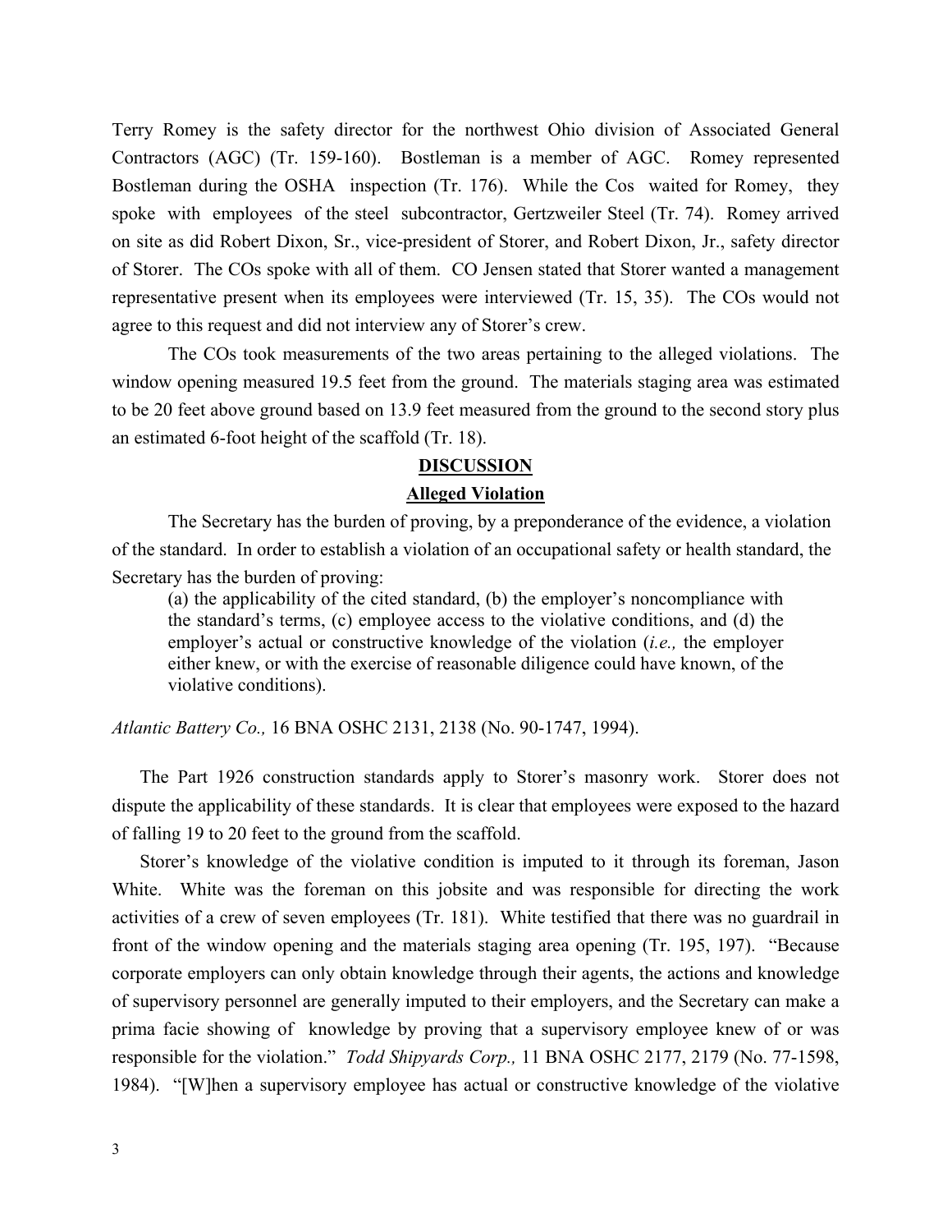Terry Romey is the safety director for the northwest Ohio division of Associated General Contractors (AGC) (Tr. 159-160). Bostleman is a member of AGC. Romey represented Bostleman during the OSHA inspection (Tr. 176). While the Cos waited for Romey, they spoke with employees of the steel subcontractor, Gertzweiler Steel (Tr. 74). Romey arrived on site as did Robert Dixon, Sr., vice-president of Storer, and Robert Dixon, Jr., safety director of Storer. The COs spoke with all of them. CO Jensen stated that Storer wanted a management representative present when its employees were interviewed (Tr. 15, 35). The COs would not agree to this request and did not interview any of Storer's crew.

The COs took measurements of the two areas pertaining to the alleged violations. The window opening measured 19.5 feet from the ground. The materials staging area was estimated to be 20 feet above ground based on 13.9 feet measured from the ground to the second story plus an estimated 6-foot height of the scaffold (Tr. 18).

## DISCUSSION

### Alleged Violation

The Secretary has the burden of proving, by a preponderance of the evidence, a violation of the standard. In order to establish a violation of an occupational safety or health standard, the Secretary has the burden of proving:

> (a) the applicability of the cited standard, (b) the employer's noncompliance with the standard's terms, (c) employee access to the violative conditions, and (d) the employer's actual or constructive knowledge of the violation (*i.e.,* the employer either knew, or with the exercise of reasonable diligence could have known, of the violative conditions).

*Atlantic Battery Co.,* 16 BNA OSHC 2131, 2138 (No. 90-1747, 1994).

The Part 1926 construction standards apply to Storer's masonry work. Storer does not dispute the applicability of these standards. It is clear that employees were exposed to the hazard of falling 19 to 20 feet to the ground from the scaffold.

Storer's knowledge of the violative condition is imputed to it through its foreman, Jason White. White was the foreman on this jobsite and was responsible for directing the work activities of a crew of seven employees (Tr. 181). White testified that there was no guardrail in front of the window opening and the materials staging area opening (Tr. 195, 197). "Because corporate employers can only obtain knowledge through their agents, the actions and knowledge of supervisory personnel are generally imputed to their employers, and the Secretary can make a prima facie showing of knowledge by proving that a supervisory employee knew of or was responsible for the violation." *Todd Shipyards Corp.,* 11 BNA OSHC 2177, 2179 (No. 77-1598, 1984). "[W]hen a supervisory employee has actual or constructive knowledge of the violative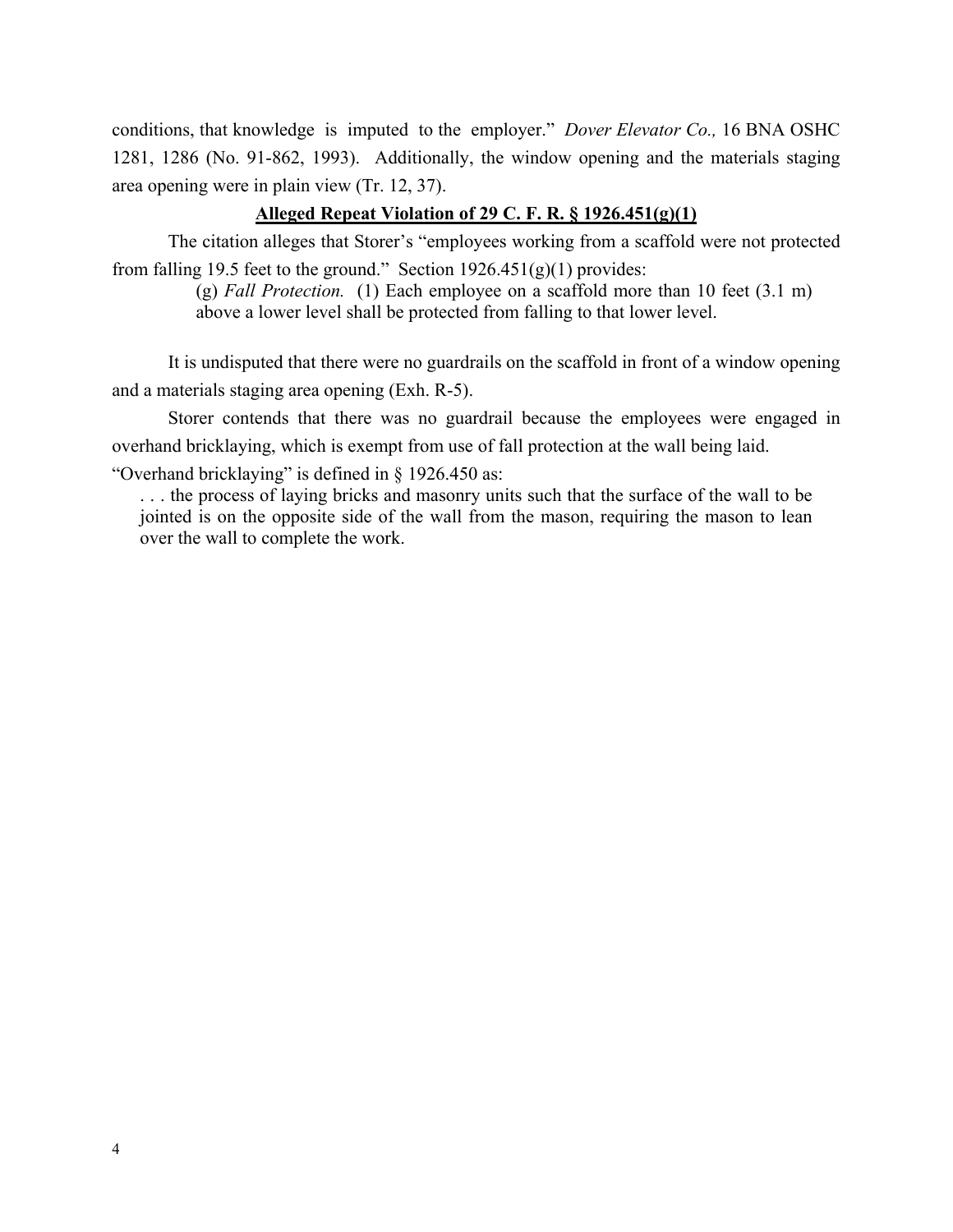conditions, that knowledge is imputed to the employer." *Dover Elevator Co.,* 16 BNA OSHC 1281, 1286 (No. 91-862, 1993). Additionally, the window opening and the materials staging area opening were in plain view (Tr. 12, 37).

**Alleged Repeat Violation of 29 C. F. R. § 1926.451(g)(1)**

The citation alleges that Storer's "employees working from a scaffold were not protected from falling 19.5 feet to the ground." Section 1926.451(g)(1) provides:

> (g) *Fall Protection.* (1) Each employee on a scaffold more than 10 feet (3.1 m) above a lower level shall be protected from falling to that lower level.

It is undisputed that there were no guardrails on the scaffold in front of a window opening and a materials staging area opening (Exh. R-5).

Storer contends that there was no guardrail because the employees were engaged in overhand bricklaying, which is exempt from use of fall protection at the wall being laid.

"Overhand bricklaying" is defined in § 1926.450 as:

> . . . the process of laying bricks and masonry units such that the surface of the wall to be jointed is on the opposite side of the wall from the mason, requiring the mason to lean over the wall to complete the work.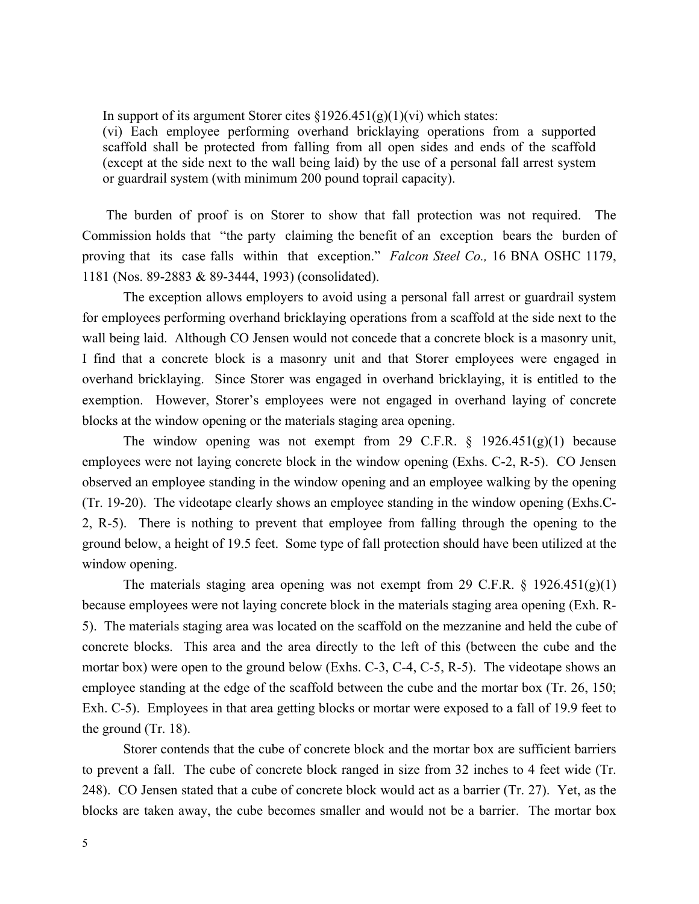In support of its argument Storer cites §1926.451(g)(1)(vi) which states:

> (vi) Each employee performing overhand bricklaying operations from a supported scaffold shall be protected from falling from all open sides and ends of the scaffold (except at the side next to the wall being laid) by the use of a personal fall arrest system or guardrail system (with minimum 200 pound toprail capacity).

The burden of proof is on Storer to show that fall protection was not required. The Commission holds that "the party claiming the benefit of an exception bears the burden of proving that its case falls within that exception." *Falcon Steel Co.,* 16 BNA OSHC 1179, 1181 (Nos. 89-2883 & 89-3444, 1993) (consolidated).

The exception allows employers to avoid using a personal fall arrest or guardrail system for employees performing overhand bricklaying operations from a scaffold at the side next to the wall being laid. Although CO Jensen would not concede that a concrete block is a masonry unit, I find that a concrete block is a masonry unit and that Storer employees were engaged in overhand bricklaying. Since Storer was engaged in overhand bricklaying, it is entitled to the exemption. However, Storer's employees were not engaged in overhand laying of concrete blocks at the window opening or the materials staging area opening.

The window opening was not exempt from 29 C.F.R. § 1926.451(g)(1) because employees were not laying concrete block in the window opening (Exhs. C-2, R-5). CO Jensen observed an employee standing in the window opening and an employee walking by the opening (Tr. 19-20). The videotape clearly shows an employee standing in the window opening (Exhs.C-2, R-5). There is nothing to prevent that employee from falling through the opening to the ground below, a height of 19.5 feet. Some type of fall protection should have been utilized at the window opening.

The materials staging area opening was not exempt from 29 C.F.R. § 1926.451(g)(1) because employees were not laying concrete block in the materials staging area opening (Exh. R-5). The materials staging area was located on the scaffold on the mezzanine and held the cube of concrete blocks. This area and the area directly to the left of this (between the cube and the mortar box) were open to the ground below (Exhs. C-3, C-4, C-5, R-5). The videotape shows an employee standing at the edge of the scaffold between the cube and the mortar box (Tr. 26, 150; Exh. C-5). Employees in that area getting blocks or mortar were exposed to a fall of 19.9 feet to the ground (Tr. 18).

Storer contends that the cube of concrete block and the mortar box are sufficient barriers to prevent a fall. The cube of concrete block ranged in size from 32 inches to 4 feet wide (Tr. 248). CO Jensen stated that a cube of concrete block would act as a barrier (Tr. 27). Yet, as the blocks are taken away, the cube becomes smaller and would not be a barrier. The mortar box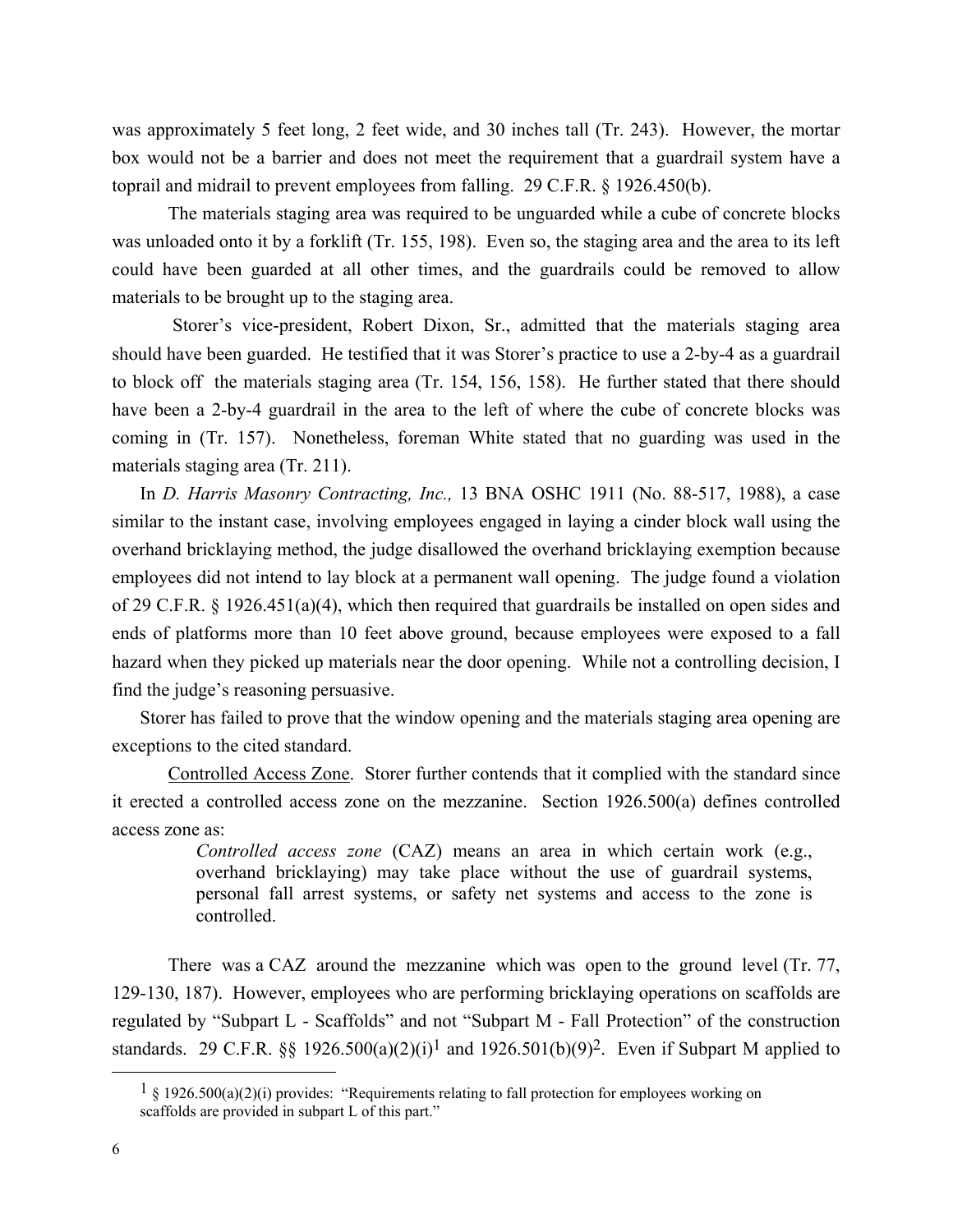was approximately 5 feet long, 2 feet wide, and 30 inches tall (Tr. 243). However, the mortar box would not be a barrier and does not meet the requirement that a guardrail system have a toprail and midrail to prevent employees from falling. 29 C.F.R. § 1926.450(b).

The materials staging area was required to be unguarded while a cube of concrete blocks was unloaded onto it by a forklift (Tr. 155, 198). Even so, the staging area and the area to its left could have been guarded at all other times, and the guardrails could be removed to allow materials to be brought up to the staging area.

Storer's vice-president, Robert Dixon, Sr., admitted that the materials staging area should have been guarded. He testified that it was Storer's practice to use a 2-by-4 as a guardrail to block off the materials staging area (Tr. 154, 156, 158). He further stated that there should have been a 2-by-4 guardrail in the area to the left of where the cube of concrete blocks was coming in (Tr. 157). Nonetheless, foreman White stated that no guarding was used in the materials staging area (Tr. 211).

In *D. Harris Masonry Contracting, Inc.,* 13 BNA OSHC 1911 (No. 88-517, 1988), a case similar to the instant case, involving employees engaged in laying a cinder block wall using the overhand bricklaying method, the judge disallowed the overhand bricklaying exemption because employees did not intend to lay block at a permanent wall opening. The judge found a violation of 29 C.F.R. § 1926.451(a)(4), which then required that guardrails be installed on open sides and ends of platforms more than 10 feet above ground, because employees were exposed to a fall hazard when they picked up materials near the door opening. While not a controlling decision, I find the judge's reasoning persuasive.

Storer has failed to prove that the window opening and the materials staging area opening are exceptions to the cited standard.

Controlled Access Zone. Storer further contends that it complied with the standard since it erected a controlled access zone on the mezzanine. Section 1926.500(a) defines controlled access zone as:

> *Controlled access zone* (CAZ) means an area in which certain work (e.g., overhand bricklaying) may take place without the use of guardrail systems, personal fall arrest systems, or safety net systems and access to the zone is controlled.

There was a CAZ around the mezzanine which was open to the ground level (Tr. 77, 129-130, 187). However, employees who are performing bricklaying operations on scaffolds are regulated by "Subpart L - Scaffolds" and not "Subpart M - Fall Protection" of the construction standards. 29 C.F.R. §§ 1926.500(a)(2)(i)[1] and 1926.501(b)(9)[2]. Even if Subpart M applied to

[1] § 1926.500(a)(2)(i) provides: "Requirements relating to fall protection for employees working on scaffolds are provided in subpart L of this part."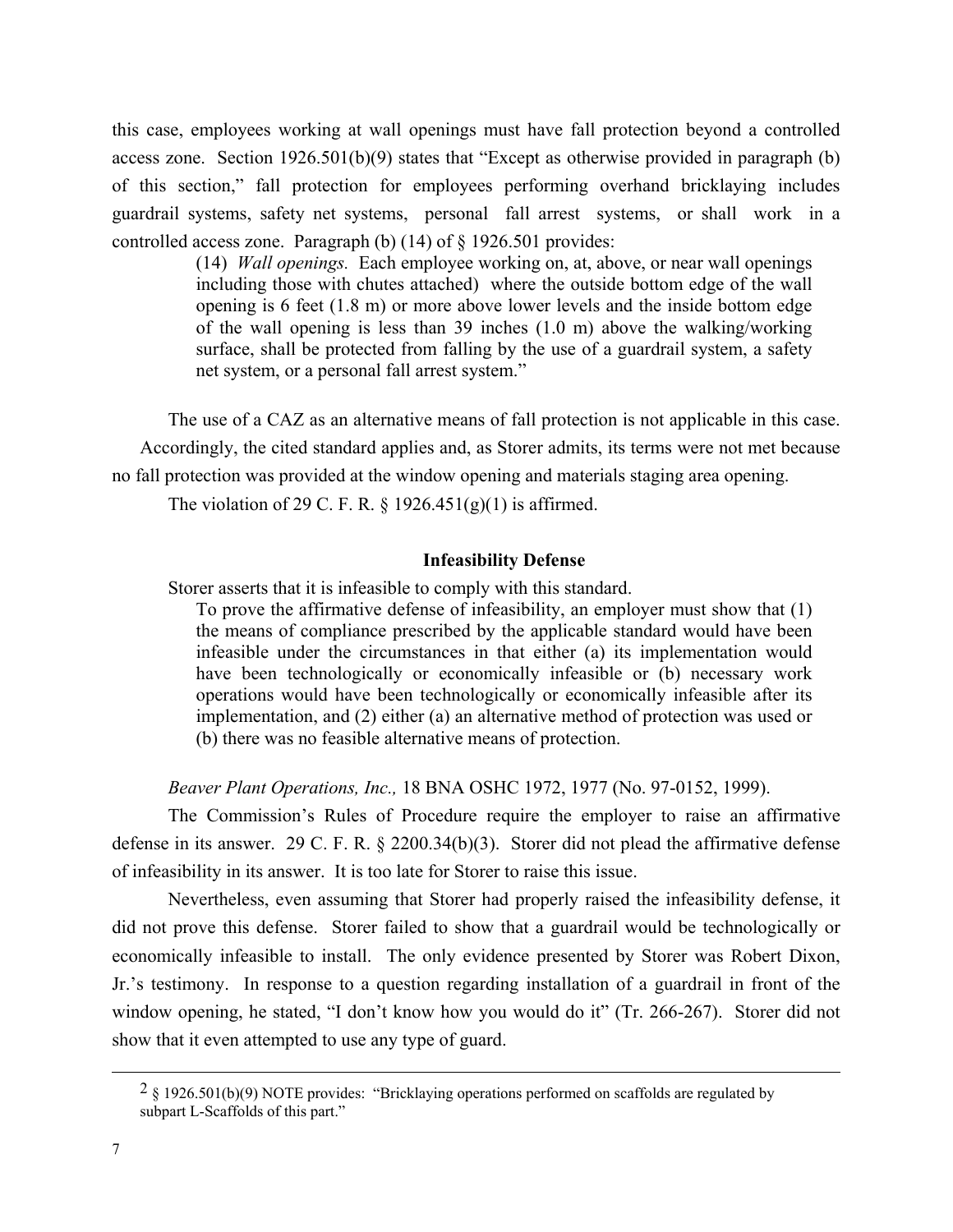this case, employees working at wall openings must have fall protection beyond a controlled access zone. Section 1926.501(b)(9) states that "Except as otherwise provided in paragraph (b) of this section," fall protection for employees performing overhand bricklaying includes guardrail systems, safety net systems, personal fall arrest systems, or shall work in a controlled access zone. Paragraph (b) (14) of § 1926.501 provides:

> (14) *Wall openings.* Each employee working on, at, above, or near wall openings including those with chutes attached) where the outside bottom edge of the wall opening is 6 feet (1.8 m) or more above lower levels and the inside bottom edge of the wall opening is less than 39 inches (1.0 m) above the walking/working surface, shall be protected from falling by the use of a guardrail system, a safety net system, or a personal fall arrest system."

The use of a CAZ as an alternative means of fall protection is not applicable in this case. Accordingly, the cited standard applies and, as Storer admits, its terms were not met because no fall protection was provided at the window opening and materials staging area opening.

The violation of 29 C. F. R. § 1926.451(g)(1) is affirmed.

### Infeasibility Defense

Storer asserts that it is infeasible to comply with this standard.

> To prove the affirmative defense of infeasibility, an employer must show that (1) the means of compliance prescribed by the applicable standard would have been infeasible under the circumstances in that either (a) its implementation would have been technologically or economically infeasible or (b) necessary work operations would have been technologically or economically infeasible after its implementation, and (2) either (a) an alternative method of protection was used or (b) there was no feasible alternative means of protection.

*Beaver Plant Operations, Inc.,* 18 BNA OSHC 1972, 1977 (No. 97-0152, 1999).

The Commission's Rules of Procedure require the employer to raise an affirmative defense in its answer. 29 C. F. R. § 2200.34(b)(3). Storer did not plead the affirmative defense of infeasibility in its answer. It is too late for Storer to raise this issue.

Nevertheless, even assuming that Storer had properly raised the infeasibility defense, it did not prove this defense. Storer failed to show that a guardrail would be technologically or economically infeasible to install. The only evidence presented by Storer was Robert Dixon, Jr.'s testimony. In response to a question regarding installation of a guardrail in front of the window opening, he stated, "I don't know how you would do it" (Tr. 266-267). Storer did not show that it even attempted to use any type of guard.

---

[2] § 1926.501(b)(9) NOTE provides: "Bricklaying operations performed on scaffolds are regulated by subpart L-Scaffolds of this part."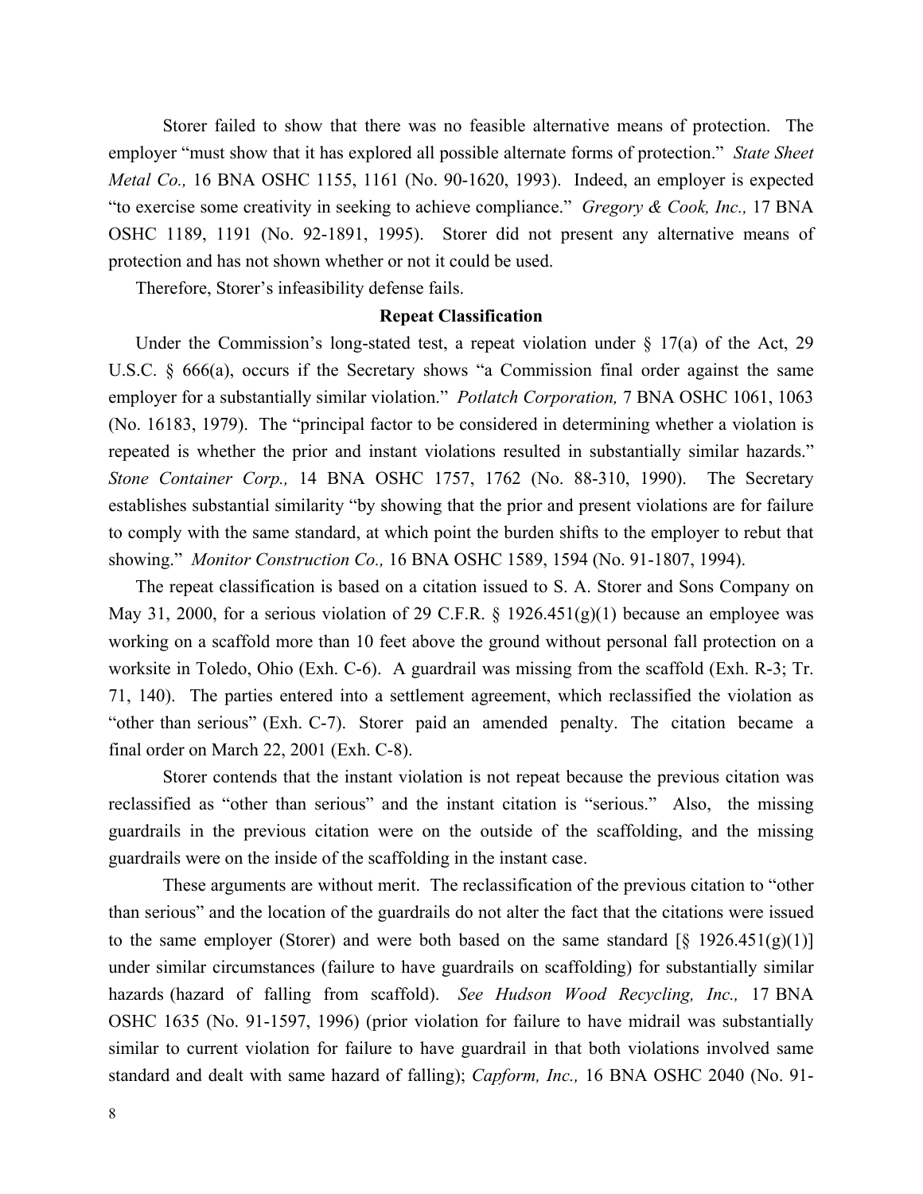Storer failed to show that there was no feasible alternative means of protection. The employer "must show that it has explored all possible alternate forms of protection." *State Sheet Metal Co.,* 16 BNA OSHC 1155, 1161 (No. 90-1620, 1993). Indeed, an employer is expected "to exercise some creativity in seeking to achieve compliance." *Gregory & Cook, Inc.,* 17 BNA OSHC 1189, 1191 (No. 92-1891, 1995). Storer did not present any alternative means of protection and has not shown whether or not it could be used.

Therefore, Storer's infeasibility defense fails.

### Repeat Classification

Under the Commission's long-stated test, a repeat violation under § 17(a) of the Act, 29 U.S.C. § 666(a), occurs if the Secretary shows "a Commission final order against the same employer for a substantially similar violation." *Potlatch Corporation,* 7 BNA OSHC 1061, 1063 (No. 16183, 1979). The "principal factor to be considered in determining whether a violation is repeated is whether the prior and instant violations resulted in substantially similar hazards." *Stone Container Corp.,* 14 BNA OSHC 1757, 1762 (No. 88-310, 1990). The Secretary establishes substantial similarity "by showing that the prior and present violations are for failure to comply with the same standard, at which point the burden shifts to the employer to rebut that showing." *Monitor Construction Co.,* 16 BNA OSHC 1589, 1594 (No. 91-1807, 1994).

The repeat classification is based on a citation issued to S. A. Storer and Sons Company on May 31, 2000, for a serious violation of 29 C.F.R. § 1926.451(g)(1) because an employee was working on a scaffold more than 10 feet above the ground without personal fall protection on a worksite in Toledo, Ohio (Exh. C-6). A guardrail was missing from the scaffold (Exh. R-3; Tr. 71, 140). The parties entered into a settlement agreement, which reclassified the violation as "other than serious" (Exh. C-7). Storer paid an amended penalty. The citation became a final order on March 22, 2001 (Exh. C-8).

Storer contends that the instant violation is not repeat because the previous citation was reclassified as "other than serious" and the instant citation is "serious." Also, the missing guardrails in the previous citation were on the outside of the scaffolding, and the missing guardrails were on the inside of the scaffolding in the instant case.

These arguments are without merit. The reclassification of the previous citation to "other than serious" and the location of the guardrails do not alter the fact that the citations were issued to the same employer (Storer) and were both based on the same standard [§ 1926.451(g)(1)] under similar circumstances (failure to have guardrails on scaffolding) for substantially similar hazards (hazard of falling from scaffold). *See Hudson Wood Recycling, Inc.,* 17 BNA OSHC 1635 (No. 91-1597, 1996) (prior violation for failure to have midrail was substantially similar to current violation for failure to have guardrail in that both violations involved same standard and dealt with same hazard of falling); *Capform, Inc.,* 16 BNA OSHC 2040 (No. 91-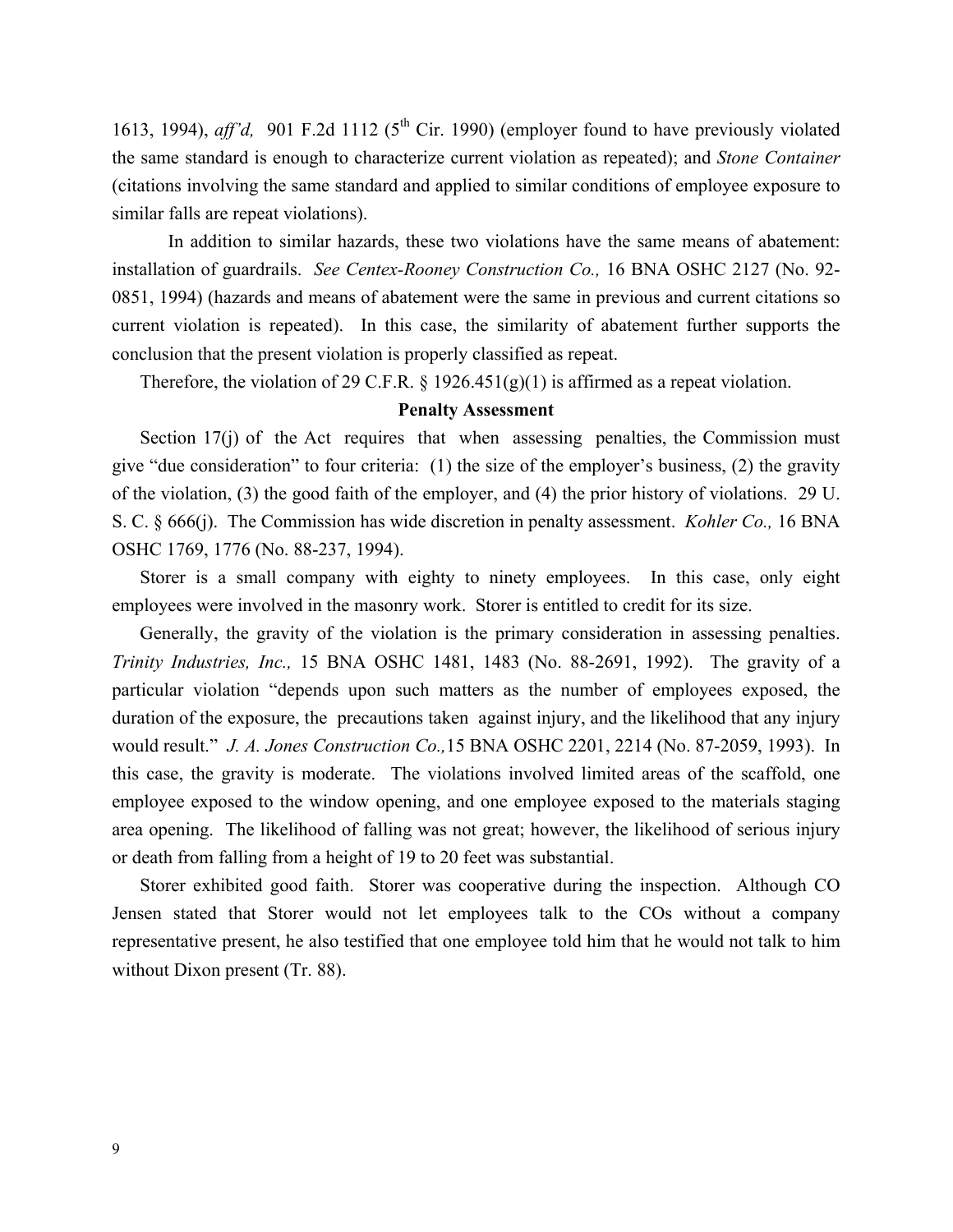1613, 1994), *aff'd,* 901 F.2d 1112 (5th Cir. 1990) (employer found to have previously violated the same standard is enough to characterize current violation as repeated); and *Stone Container* (citations involving the same standard and applied to similar conditions of employee exposure to similar falls are repeat violations).

In addition to similar hazards, these two violations have the same means of abatement: installation of guardrails. *See Centex-Rooney Construction Co.,* 16 BNA OSHC 2127 (No. 92-0851, 1994) (hazards and means of abatement were the same in previous and current citations so current violation is repeated). In this case, the similarity of abatement further supports the conclusion that the present violation is properly classified as repeat.

Therefore, the violation of 29 C.F.R. § 1926.451(g)(1) is affirmed as a repeat violation.

**Penalty Assessment**

Section 17(j) of the Act requires that when assessing penalties, the Commission must give "due consideration" to four criteria: (1) the size of the employer's business, (2) the gravity of the violation, (3) the good faith of the employer, and (4) the prior history of violations. 29 U. S. C. § 666(j). The Commission has wide discretion in penalty assessment. *Kohler Co.,* 16 BNA OSHC 1769, 1776 (No. 88-237, 1994).

Storer is a small company with eighty to ninety employees. In this case, only eight employees were involved in the masonry work. Storer is entitled to credit for its size.

Generally, the gravity of the violation is the primary consideration in assessing penalties. *Trinity Industries, Inc.,* 15 BNA OSHC 1481, 1483 (No. 88-2691, 1992). The gravity of a particular violation "depends upon such matters as the number of employees exposed, the duration of the exposure, the precautions taken against injury, and the likelihood that any injury would result." *J. A. Jones Construction Co.,* 15 BNA OSHC 2201, 2214 (No. 87-2059, 1993). In this case, the gravity is moderate. The violations involved limited areas of the scaffold, one employee exposed to the window opening, and one employee exposed to the materials staging area opening. The likelihood of falling was not great; however, the likelihood of serious injury or death from falling from a height of 19 to 20 feet was substantial.

Storer exhibited good faith. Storer was cooperative during the inspection. Although CO Jensen stated that Storer would not let employees talk to the COs without a company representative present, he also testified that one employee told him that he would not talk to him without Dixon present (Tr. 88).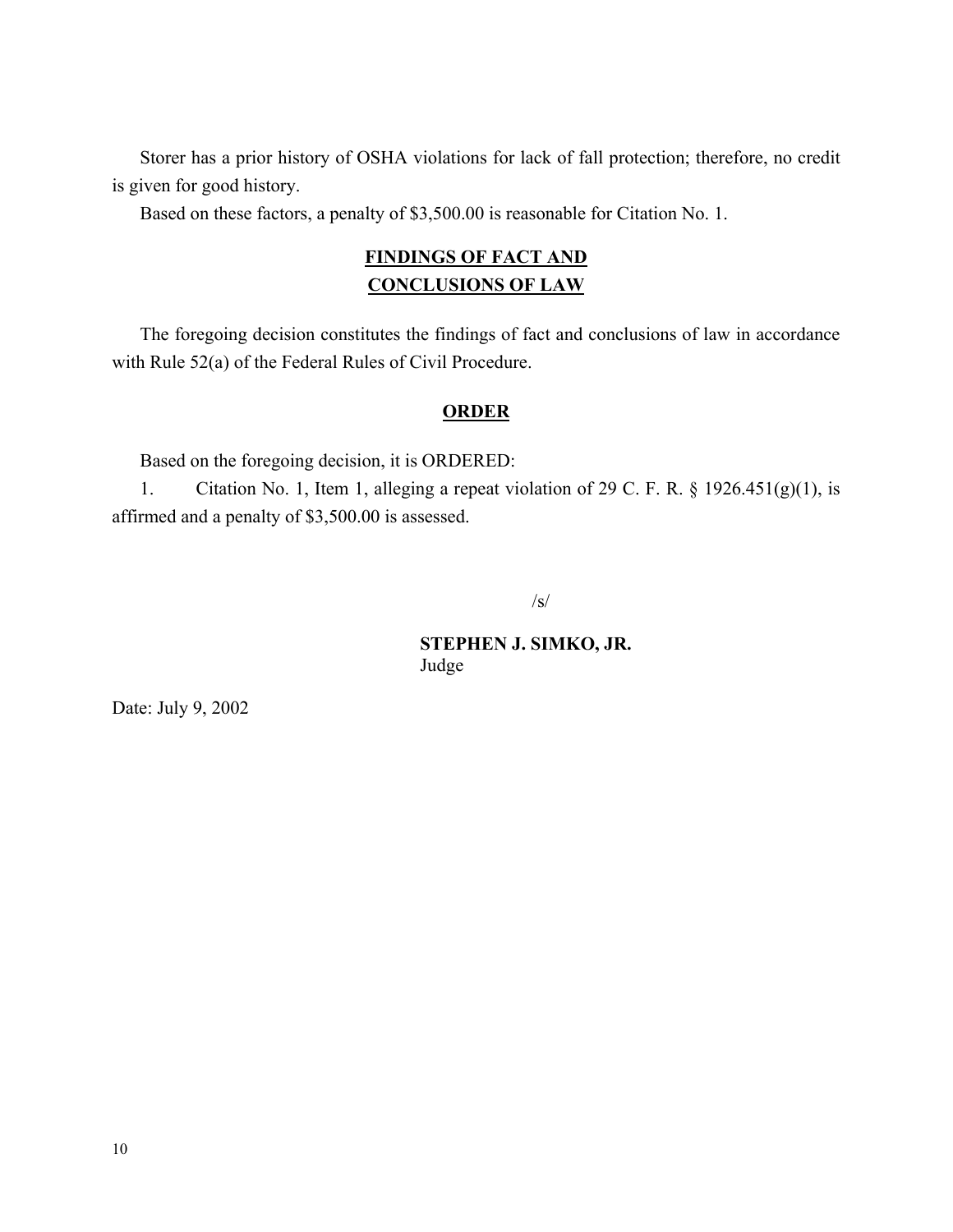Storer has a prior history of OSHA violations for lack of fall protection; therefore, no credit is given for good history.

Based on these factors, a penalty of $3,500.00 is reasonable for Citation No. 1.

## FINDINGS OF FACT AND CONCLUSIONS OF LAW

The foregoing decision constitutes the findings of fact and conclusions of law in accordance with Rule 52(a) of the Federal Rules of Civil Procedure.

## ORDER

Based on the foregoing decision, it is ORDERED:

1. Citation No. 1, Item 1, alleging a repeat violation of 29 C. F. R. § 1926.451(g)(1), is affirmed and a penalty of $3,500.00 is assessed.

/s/

**STEPHEN J. SIMKO, JR.**
Judge

Date: July 9, 2002